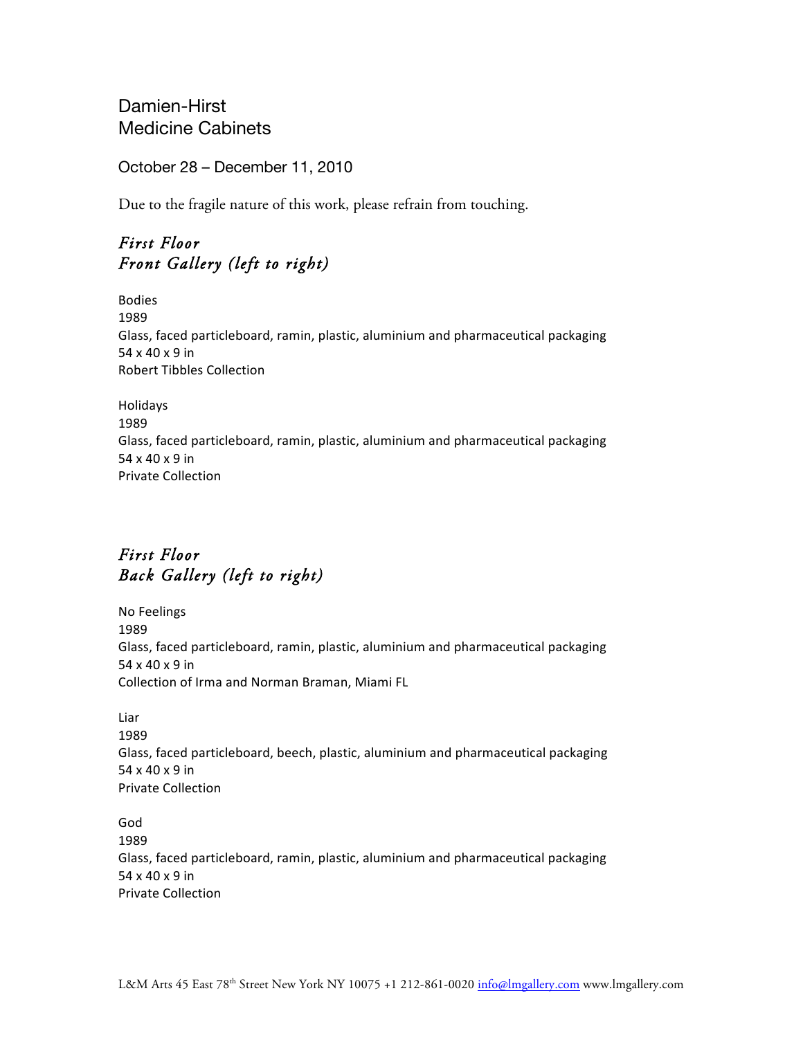# Damien-Hirst
## Medicine Cabinets

October 28 – December 11, 2010

Due to the fragile nature of this work, please refrain from touching.

### *First Floor*
### *Front Gallery (left to right)*

Bodies
1989
Glass, faced particleboard, ramin, plastic, aluminium and pharmaceutical packaging
54 x 40 x 9 in
Robert Tibbles Collection

Holidays
1989
Glass, faced particleboard, ramin, plastic, aluminium and pharmaceutical packaging
54 x 40 x 9 in
Private Collection

### *First Floor*
### *Back Gallery (left to right)*

No Feelings
1989
Glass, faced particleboard, ramin, plastic, aluminium and pharmaceutical packaging
54 x 40 x 9 in
Collection of Irma and Norman Braman, Miami FL

Liar
1989
Glass, faced particleboard, beech, plastic, aluminium and pharmaceutical packaging
54 x 40 x 9 in
Private Collection

God
1989
Glass, faced particleboard, ramin, plastic, aluminium and pharmaceutical packaging
54 x 40 x 9 in
Private Collection

L&M Arts 45 East 78th Street New York NY 10075 +1 212-861-0020 info@lmgallery.com www.lmgallery.com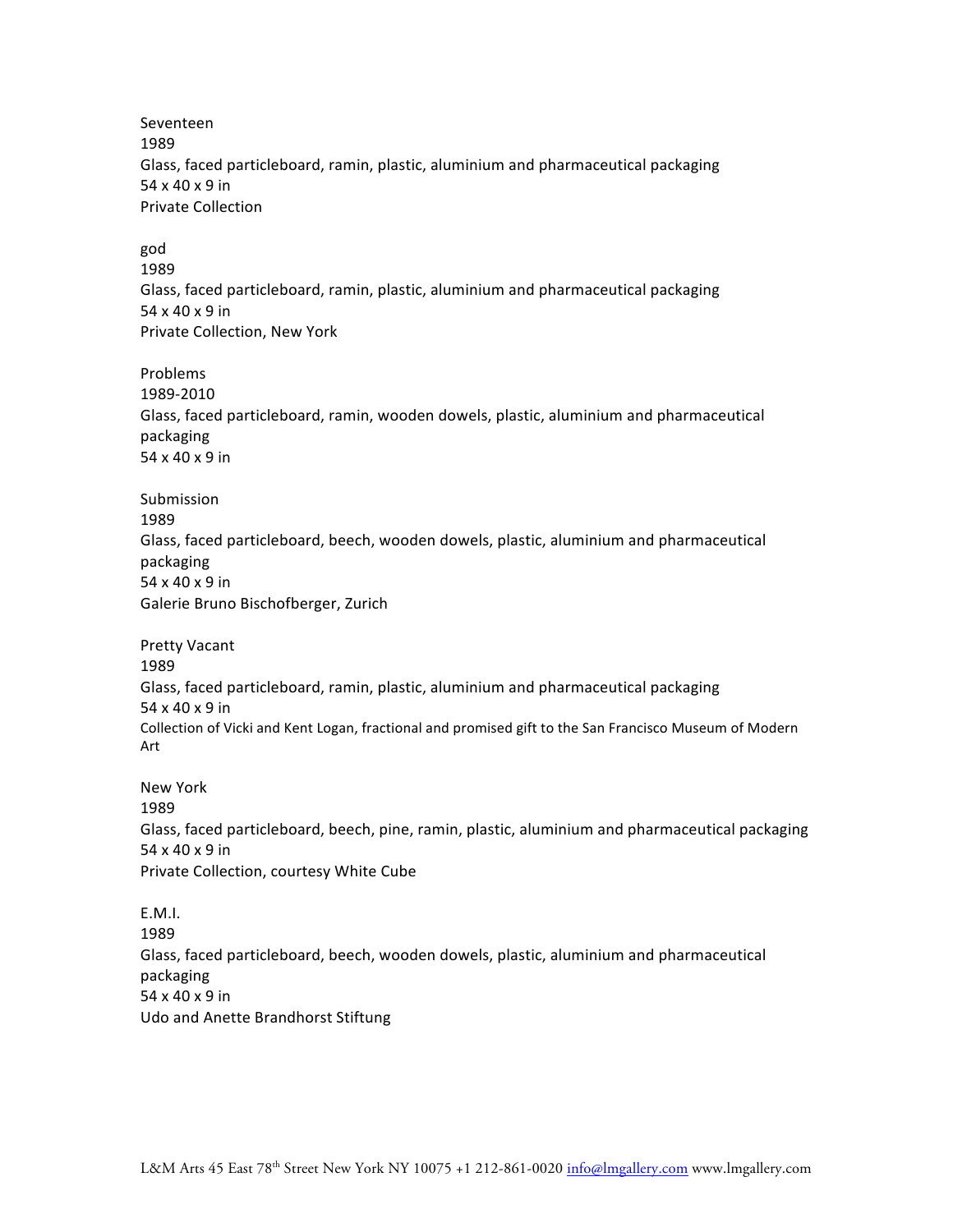Seventeen
1989
Glass, faced particleboard, ramin, plastic, aluminium and pharmaceutical packaging
54 x 40 x 9 in
Private Collection

god
1989
Glass, faced particleboard, ramin, plastic, aluminium and pharmaceutical packaging
54 x 40 x 9 in
Private Collection, New York

Problems
1989-2010
Glass, faced particleboard, ramin, wooden dowels, plastic, aluminium and pharmaceutical packaging
54 x 40 x 9 in

Submission
1989
Glass, faced particleboard, beech, wooden dowels, plastic, aluminium and pharmaceutical packaging
54 x 40 x 9 in
Galerie Bruno Bischofberger, Zurich

Pretty Vacant
1989
Glass, faced particleboard, ramin, plastic, aluminium and pharmaceutical packaging
54 x 40 x 9 in
Collection of Vicki and Kent Logan, fractional and promised gift to the San Francisco Museum of Modern Art

New York
1989
Glass, faced particleboard, beech, pine, ramin, plastic, aluminium and pharmaceutical packaging
54 x 40 x 9 in
Private Collection, courtesy White Cube

E.M.I.
1989
Glass, faced particleboard, beech, wooden dowels, plastic, aluminium and pharmaceutical packaging
54 x 40 x 9 in
Udo and Anette Brandhorst Stiftung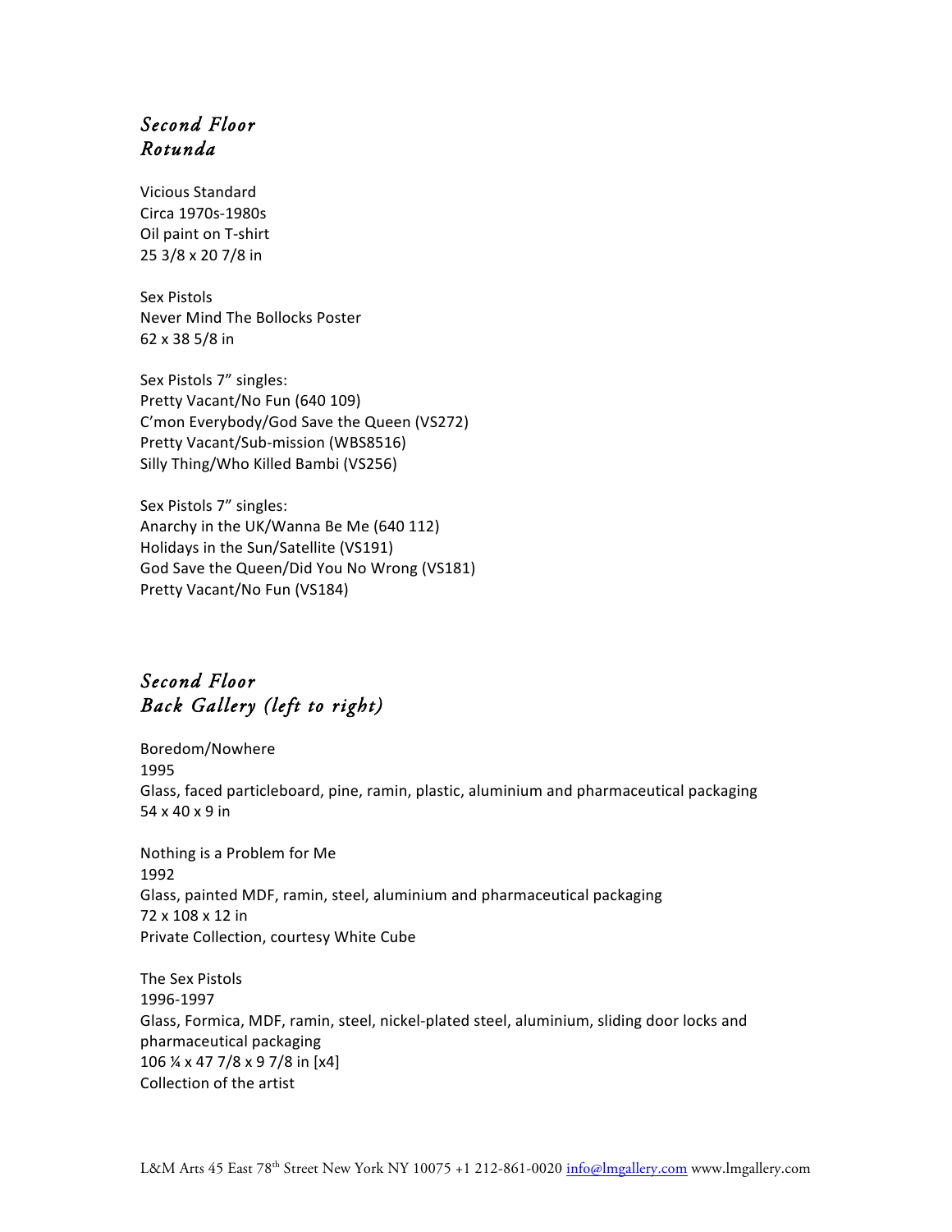## *Second Floor*
## *Rotunda*

Vicious Standard
Circa 1970s-1980s
Oil paint on T-shirt
25 3/8 x 20 7/8 in

Sex Pistols
Never Mind The Bollocks Poster
62 x 38 5/8 in

Sex Pistols 7" singles:
Pretty Vacant/No Fun (640 109)
C'mon Everybody/God Save the Queen (VS272)
Pretty Vacant/Sub-mission (WBS8516)
Silly Thing/Who Killed Bambi (VS256)

Sex Pistols 7" singles:
Anarchy in the UK/Wanna Be Me (640 112)
Holidays in the Sun/Satellite (VS191)
God Save the Queen/Did You No Wrong (VS181)
Pretty Vacant/No Fun (VS184)

## *Second Floor*
## *Back Gallery (left to right)*

Boredom/Nowhere
1995
Glass, faced particleboard, pine, ramin, plastic, aluminium and pharmaceutical packaging
54 x 40 x 9 in

Nothing is a Problem for Me
1992
Glass, painted MDF, ramin, steel, aluminium and pharmaceutical packaging
72 x 108 x 12 in
Private Collection, courtesy White Cube

The Sex Pistols
1996-1997
Glass, Formica, MDF, ramin, steel, nickel-plated steel, aluminium, sliding door locks and pharmaceutical packaging
106 ¼ x 47 7/8 x 9 7/8 in [x4]
Collection of the artist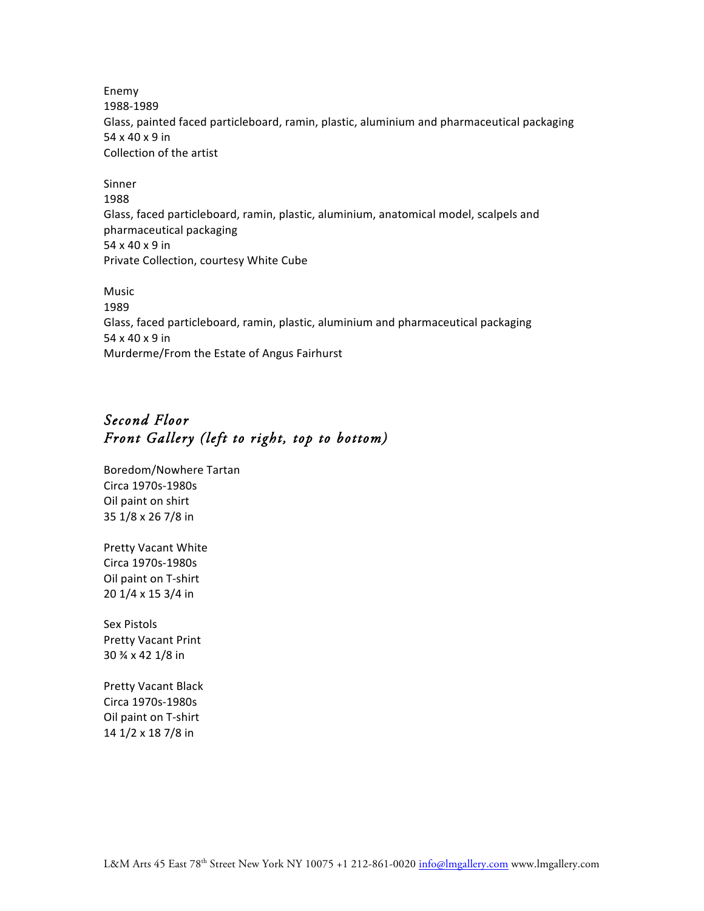Enemy
1988-1989
Glass, painted faced particleboard, ramin, plastic, aluminium and pharmaceutical packaging
54 x 40 x 9 in
Collection of the artist

Sinner
1988
Glass, faced particleboard, ramin, plastic, aluminium, anatomical model, scalpels and pharmaceutical packaging
54 x 40 x 9 in
Private Collection, courtesy White Cube

Music
1989
Glass, faced particleboard, ramin, plastic, aluminium and pharmaceutical packaging
54 x 40 x 9 in
Murderme/From the Estate of Angus Fairhurst

## *Second Floor*
## *Front Gallery (left to right, top to bottom)*

Boredom/Nowhere Tartan
Circa 1970s-1980s
Oil paint on shirt
35 1/8 x 26 7/8 in

Pretty Vacant White
Circa 1970s-1980s
Oil paint on T-shirt
20 1/4 x 15 3/4 in

Sex Pistols
Pretty Vacant Print
30 ¾ x 42 1/8 in

Pretty Vacant Black
Circa 1970s-1980s
Oil paint on T-shirt
14 1/2 x 18 7/8 in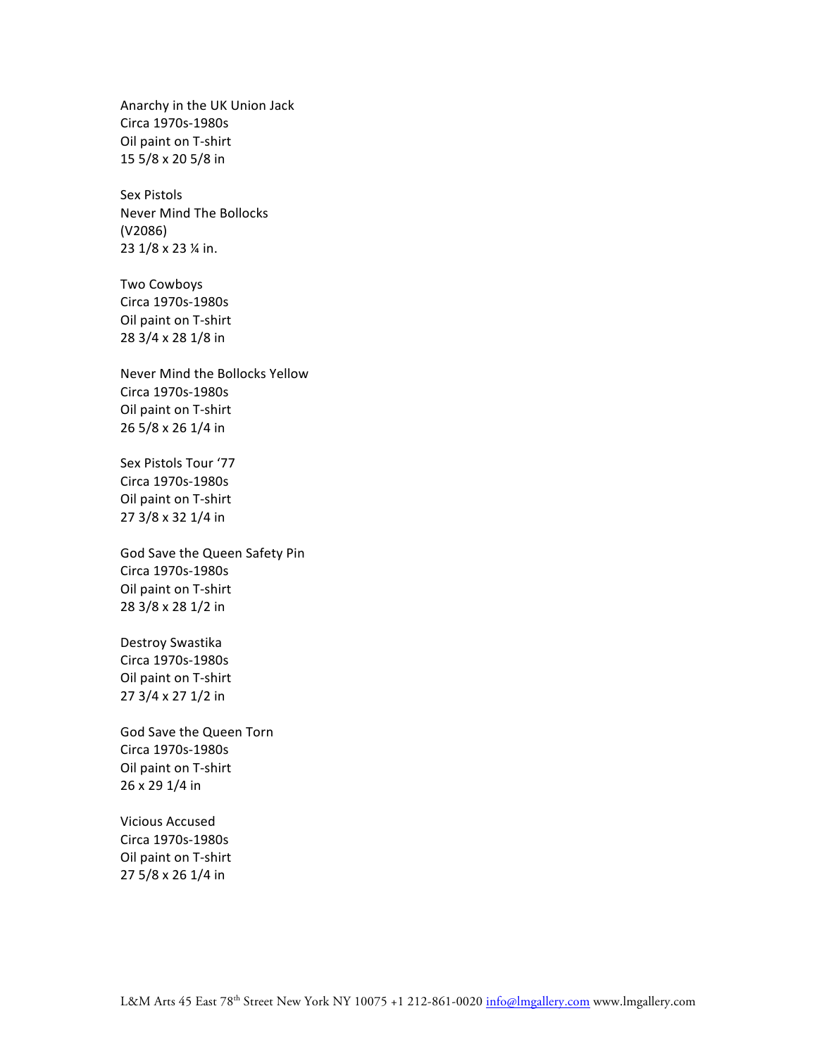Anarchy in the UK Union Jack
Circa 1970s-1980s
Oil paint on T-shirt
15 5/8 x 20 5/8 in

Sex Pistols
Never Mind The Bollocks
(V2086)
23 1/8 x 23 ¼ in.

Two Cowboys
Circa 1970s-1980s
Oil paint on T-shirt
28 3/4 x 28 1/8 in

Never Mind the Bollocks Yellow
Circa 1970s-1980s
Oil paint on T-shirt
26 5/8 x 26 1/4 in

Sex Pistols Tour '77
Circa 1970s-1980s
Oil paint on T-shirt
27 3/8 x 32 1/4 in

God Save the Queen Safety Pin
Circa 1970s-1980s
Oil paint on T-shirt
28 3/8 x 28 1/2 in

Destroy Swastika
Circa 1970s-1980s
Oil paint on T-shirt
27 3/4 x 27 1/2 in

God Save the Queen Torn
Circa 1970s-1980s
Oil paint on T-shirt
26 x 29 1/4 in

Vicious Accused
Circa 1970s-1980s
Oil paint on T-shirt
27 5/8 x 26 1/4 in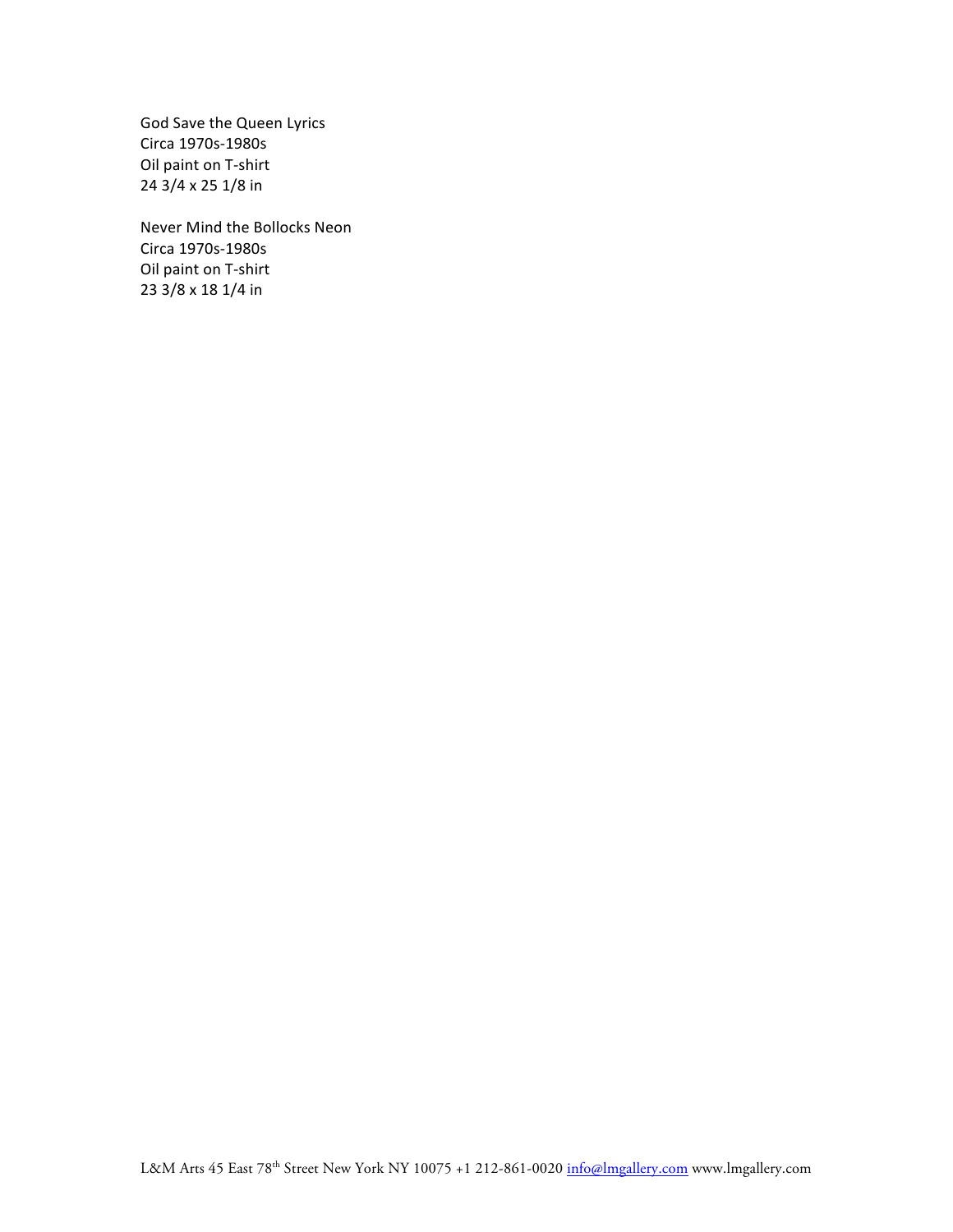God Save the Queen Lyrics
Circa 1970s-1980s
Oil paint on T-shirt
24 3/4 x 25 1/8 in

Never Mind the Bollocks Neon
Circa 1970s-1980s
Oil paint on T-shirt
23 3/8 x 18 1/4 in